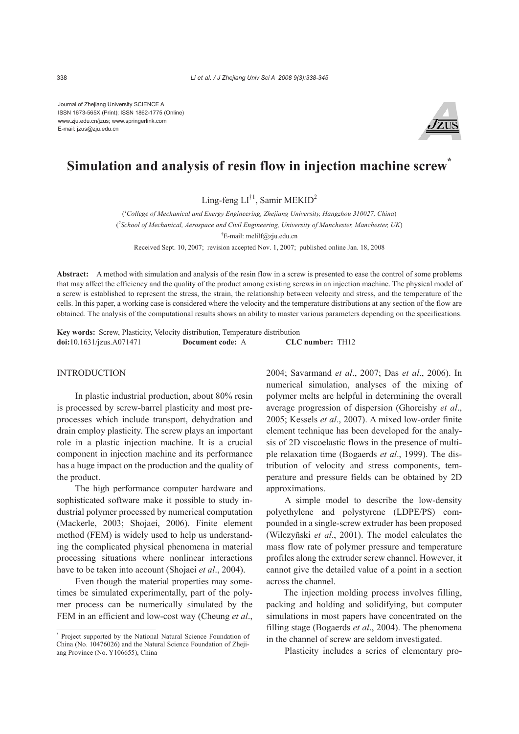Journal of Zhejiang University SCIENCE A
ISSN 1673-565X (Print); ISSN 1862-1775 (Online)
www.zju.edu.cn/jzus; www.springerlink.com
E-mail: jzus@zju.edu.cn

# Simulation and analysis of resin flow in injection machine screw*

Ling-feng LI[†1], Samir MEKID[2]

([1]College of Mechanical and Energy Engineering, Zhejiang University, Hangzhou 310027, China)

([2]School of Mechanical, Aerospace and Civil Engineering, University of Manchester, Manchester, UK)

[†]E-mail: melilf@zju.edu.cn

Received Sept. 10, 2007; revision accepted Nov. 1, 2007; published online Jan. 18, 2008

**Abstract:** A method with simulation and analysis of the resin flow in a screw is presented to ease the control of some problems that may affect the efficiency and the quality of the product among existing screws in an injection machine. The physical model of a screw is established to represent the stress, the strain, the relationship between velocity and stress, and the temperature of the cells. In this paper, a working case is considered where the velocity and the temperature distributions at any section of the flow are obtained. The analysis of the computational results shows an ability to master various parameters depending on the specifications.

**Key words:** Screw, Plasticity, Velocity distribution, Temperature distribution

**doi:**10.1631/jzus.A071471 **Document code:** A **CLC number:** TH12

## INTRODUCTION

In plastic industrial production, about 80% resin is processed by screw-barrel plasticity and most pre-processes which include transport, dehydration and drain employ plasticity. The screw plays an important role in a plastic injection machine. It is a crucial component in injection machine and its performance has a huge impact on the production and the quality of the product.

The high performance computer hardware and sophisticated software make it possible to study industrial polymer processed by numerical computation (Mackerle, 2003; Shojaei, 2006). Finite element method (FEM) is widely used to help us understanding the complicated physical phenomena in material processing situations where nonlinear interactions have to be taken into account (Shojaei *et al*., 2004).

Even though the material properties may sometimes be simulated experimentally, part of the polymer process can be numerically simulated by the FEM in an efficient and low-cost way (Cheung *et al*., 2004; Savarmand *et al*., 2007; Das *et al*., 2006). In numerical simulation, analyses of the mixing of polymer melts are helpful in determining the overall average progression of dispersion (Ghoreishy *et al*., 2005; Kessels *et al*., 2007). A mixed low-order finite element technique has been developed for the analysis of 2D viscoelastic flows in the presence of multiple relaxation time (Bogaerds *et al*., 1999). The distribution of velocity and stress components, temperature and pressure fields can be obtained by 2D approximations.

A simple model to describe the low-density polyethylene and polystyrene (LDPE/PS) compounded in a single-screw extruder has been proposed (Wilczyñski *et al*., 2001). The model calculates the mass flow rate of polymer pressure and temperature profiles along the extruder screw channel. However, it cannot give the detailed value of a point in a section across the channel.

The injection molding process involves filling, packing and holding and solidifying, but computer simulations in most papers have concentrated on the filling stage (Bogaerds *et al*., 2004). The phenomena in the channel of screw are seldom investigated.

Plasticity includes a series of elementary pro-

---

* Project supported by the National Natural Science Foundation of China (No. 10476026) and the Natural Science Foundation of Zhejiang Province (No. Y106655), China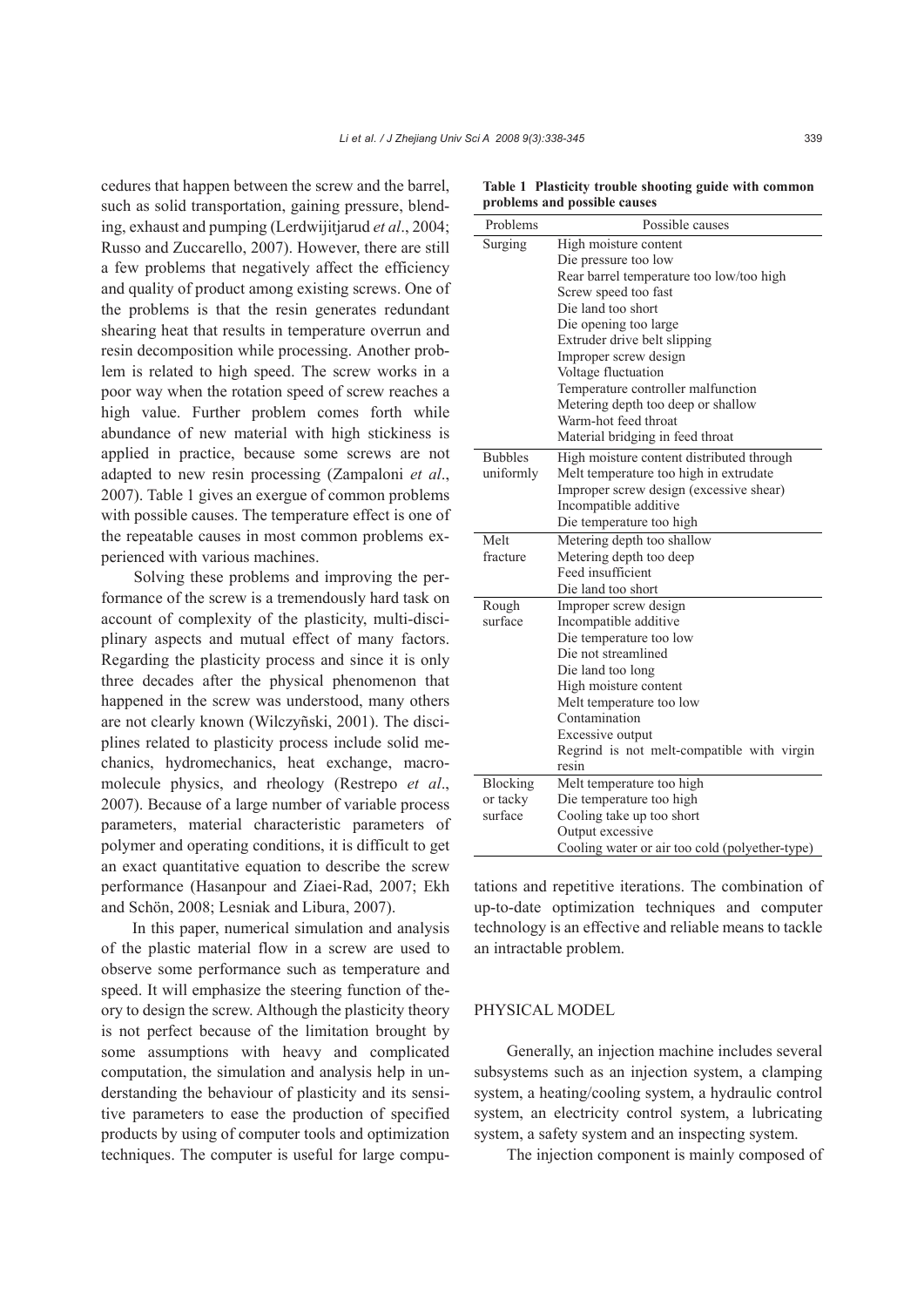cedures that happen between the screw and the barrel, such as solid transportation, gaining pressure, blending, exhaust and pumping (Lerdwijitjarud *et al*., 2004; Russo and Zuccarello, 2007). However, there are still a few problems that negatively affect the efficiency and quality of product among existing screws. One of the problems is that the resin generates redundant shearing heat that results in temperature overrun and resin decomposition while processing. Another problem is related to high speed. The screw works in a poor way when the rotation speed of screw reaches a high value. Further problem comes forth while abundance of new material with high stickiness is applied in practice, because some screws are not adapted to new resin processing (Zampaloni *et al*., 2007). Table 1 gives an exergue of common problems with possible causes. The temperature effect is one of the repeatable causes in most common problems experienced with various machines.

Solving these problems and improving the performance of the screw is a tremendously hard task on account of complexity of the plasticity, multi-disciplinary aspects and mutual effect of many factors. Regarding the plasticity process and since it is only three decades after the physical phenomenon that happened in the screw was understood, many others are not clearly known (Wilczyñski, 2001). The disciplines related to plasticity process include solid mechanics, hydromechanics, heat exchange, macromolecule physics, and rheology (Restrepo *et al*., 2007). Because of a large number of variable process parameters, material characteristic parameters of polymer and operating conditions, it is difficult to get an exact quantitative equation to describe the screw performance (Hasanpour and Ziaei-Rad, 2007; Ekh and Schön, 2008; Lesniak and Libura, 2007).

In this paper, numerical simulation and analysis of the plastic material flow in a screw are used to observe some performance such as temperature and speed. It will emphasize the steering function of theory to design the screw. Although the plasticity theory is not perfect because of the limitation brought by some assumptions with heavy and complicated computation, the simulation and analysis help in understanding the behaviour of plasticity and its sensitive parameters to ease the production of specified products by using of computer tools and optimization techniques. The computer is useful for large computations and repetitive iterations. The combination of up-to-date optimization techniques and computer technology is an effective and reliable means to tackle an intractable problem.

**Table 1 Plasticity trouble shooting guide with common problems and possible causes**

| Problems | Possible causes |
|---|---|
| Surging | High moisture content |
| | Die pressure too low |
| | Rear barrel temperature too low/too high |
| | Screw speed too fast |
| | Die land too short |
| | Die opening too large |
| | Extruder drive belt slipping |
| | Improper screw design |
| | Voltage fluctuation |
| | Temperature controller malfunction |
| | Metering depth too deep or shallow |
| | Warm-hot feed throat |
| | Material bridging in feed throat |
| Bubbles uniformly | High moisture content distributed through |
| | Melt temperature too high in extrudate |
| | Improper screw design (excessive shear) |
| | Incompatible additive |
| | Die temperature too high |
| Melt fracture | Metering depth too shallow |
| | Metering depth too deep |
| | Feed insufficient |
| | Die land too short |
| Rough surface | Improper screw design |
| | Incompatible additive |
| | Die temperature too low |
| | Die not streamlined |
| | Die land too long |
| | High moisture content |
| | Melt temperature too low |
| | Contamination |
| | Excessive output |
| | Regrind is not melt-compatible with virgin resin |
| Blocking or tacky surface | Melt temperature too high |
| | Die temperature too high |
| | Cooling take up too short |
| | Output excessive |
| | Cooling water or air too cold (polyether-type) |

## PHYSICAL MODEL

Generally, an injection machine includes several subsystems such as an injection system, a clamping system, a heating/cooling system, a hydraulic control system, an electricity control system, a lubricating system, a safety system and an inspecting system.

The injection component is mainly composed of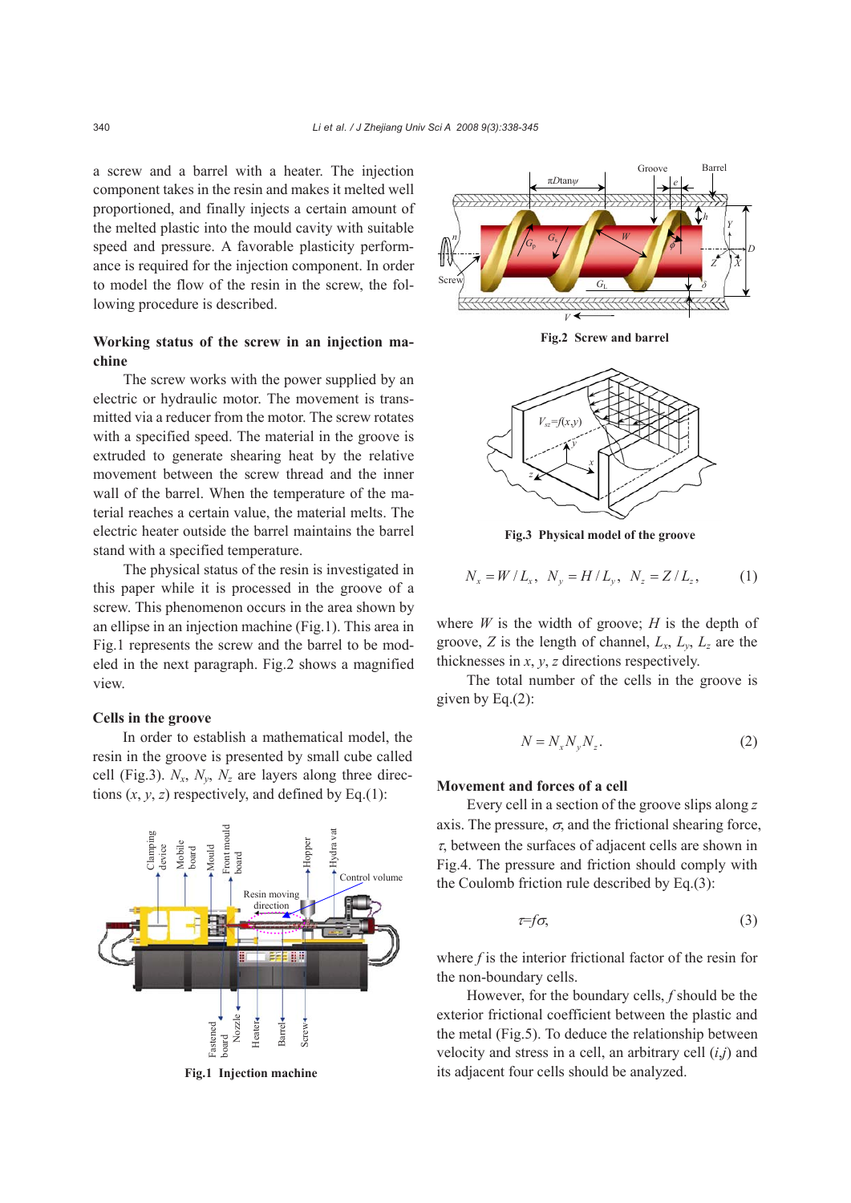a screw and a barrel with a heater. The injection component takes in the resin and makes it melted well proportioned, and finally injects a certain amount of the melted plastic into the mould cavity with suitable speed and pressure. A favorable plasticity performance is required for the injection component. In order to model the flow of the resin in the screw, the following procedure is described.

### Working status of the screw in an injection machine

The screw works with the power supplied by an electric or hydraulic motor. The movement is transmitted via a reducer from the motor. The screw rotates with a specified speed. The material in the groove is extruded to generate shearing heat by the relative movement between the screw thread and the inner wall of the barrel. When the temperature of the material reaches a certain value, the material melts. The electric heater outside the barrel maintains the barrel stand with a specified temperature.

The physical status of the resin is investigated in this paper while it is processed in the groove of a screw. This phenomenon occurs in the area shown by an ellipse in an injection machine (Fig.1). This area in Fig.1 represents the screw and the barrel to be modeled in the next paragraph. Fig.2 shows a magnified view.

### Cells in the groove

In order to establish a mathematical model, the resin in the groove is presented by small cube called cell (Fig.3). $N_x$, $N_y$, $N_z$ are layers along three directions ($x$, $y$, $z$) respectively, and defined by Eq.(1):

Fig.1 Injection machine

Fig.2 Screw and barrel

Fig.3 Physical model of the groove

$$N_x = W / L_x,\quad N_y = H / L_y,\quad N_z = Z / L_z, \tag{1}$$

where $W$ is the width of groove; $H$ is the depth of groove, $Z$ is the length of channel, $L_x$, $L_y$, $L_z$ are the thicknesses in $x$, $y$, $z$ directions respectively.

The total number of the cells in the groove is given by Eq.(2):

$$N = N_x N_y N_z. \tag{2}$$

### Movement and forces of a cell

Every cell in a section of the groove slips along $z$ axis. The pressure, $\sigma$, and the frictional shearing force, $\tau$, between the surfaces of adjacent cells are shown in Fig.4. The pressure and friction should comply with the Coulomb friction rule described by Eq.(3):

$$\tau = f\sigma, \tag{3}$$

where $f$ is the interior frictional factor of the resin for the non-boundary cells.

However, for the boundary cells, $f$ should be the exterior frictional coefficient between the plastic and the metal (Fig.5). To deduce the relationship between velocity and stress in a cell, an arbitrary cell ($i$,$j$) and its adjacent four cells should be analyzed.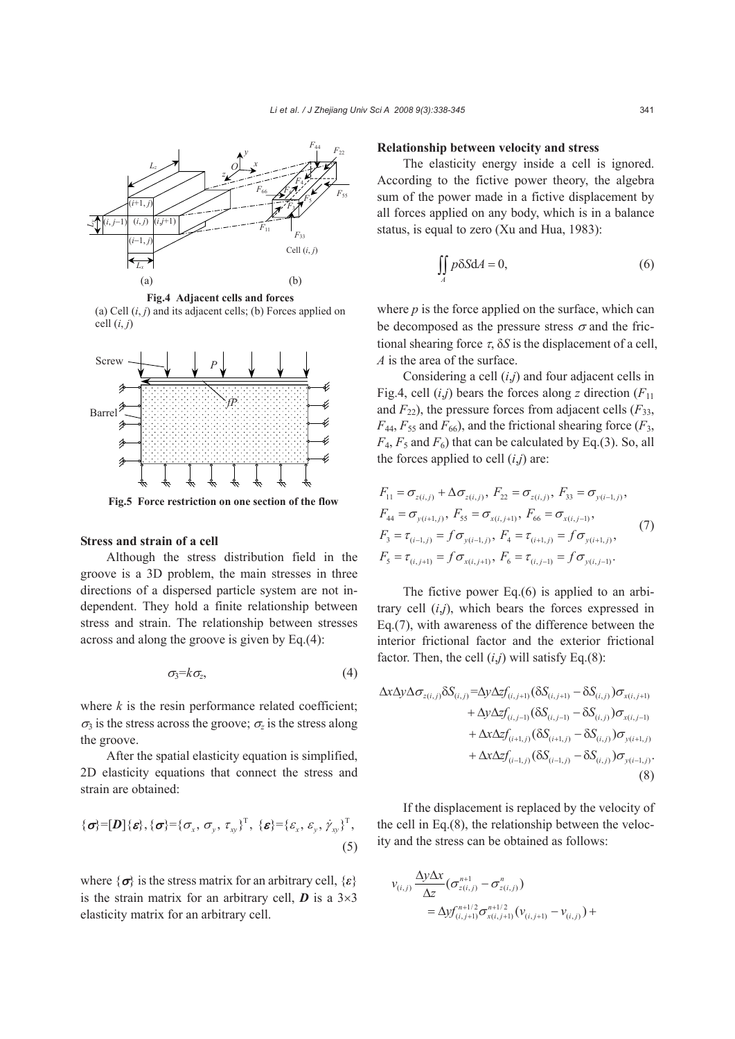Fig.4 Adjacent cells and forces
(a) Cell $(i, j)$ and its adjacent cells; (b) Forces applied on cell $(i, j)$

Fig.5 Force restriction on one section of the flow

### Stress and strain of a cell

Although the stress distribution field in the groove is a 3D problem, the main stresses in three directions of a dispersed particle system are not independent. They hold a finite relationship between stress and strain. The relationship between stresses across and along the groove is given by Eq.(4):

$$\sigma_3 = k\sigma_z, \tag{4}$$

where $k$ is the resin performance related coefficient; $\sigma_3$ is the stress across the groove; $\sigma_z$ is the stress along the groove.

After the spatial elasticity equation is simplified, 2D elasticity equations that connect the stress and strain are obtained:

$$\{\boldsymbol{\sigma}\}=[\boldsymbol{D}]\{\boldsymbol{\varepsilon}\}, \{\boldsymbol{\sigma}\}=\{\sigma_x, \sigma_y, \tau_{xy}\}^{\mathrm{T}}, \{\boldsymbol{\varepsilon}\}=\{\varepsilon_x, \varepsilon_y, \dot{\gamma}_{xy}\}^{\mathrm{T}}, \tag{5}$$

where $\{\boldsymbol{\sigma}\}$ is the stress matrix for an arbitrary cell, $\{\boldsymbol{\varepsilon}\}$ is the strain matrix for an arbitrary cell, $\boldsymbol{D}$ is a 3×3 elasticity matrix for an arbitrary cell.

### Relationship between velocity and stress

The elasticity energy inside a cell is ignored. According to the fictive power theory, the algebra sum of the power made in a fictive displacement by all forces applied on any body, which is in a balance status, is equal to zero (Xu and Hua, 1983):

$$\iint_A p\delta S \mathrm{d}A = 0, \tag{6}$$

where $p$ is the force applied on the surface, which can be decomposed as the pressure stress $\sigma$ and the frictional shearing force $\tau$, $\delta S$ is the displacement of a cell, $A$ is the area of the surface.

Considering a cell $(i,j)$ and four adjacent cells in Fig.4, cell $(i,j)$ bears the forces along $z$ direction ($F_{11}$ and $F_{22}$), the pressure forces from adjacent cells ($F_{33}$, $F_{44}$, $F_{55}$ and $F_{66}$), and the frictional shearing force ($F_3$, $F_4$, $F_5$ and $F_6$) that can be calculated by Eq.(3). So, all the forces applied to cell $(i,j)$ are:

$$\begin{aligned} &F_{11}=\sigma_{z(i,j)}+\Delta\sigma_{z(i,j)},\ F_{22}=\sigma_{z(i,j)},\ F_{33}=\sigma_{y(i-1,j)}, \\ &F_{44}=\sigma_{y(i+1,j)},\ F_{55}=\sigma_{x(i,j+1)},\ F_{66}=\sigma_{x(i,j-1)}, \\ &F_3=\tau_{(i-1,j)}=f\sigma_{y(i-1,j)},\ F_4=\tau_{(i+1,j)}=f\sigma_{y(i+1,j)}, \\ &F_5=\tau_{(i,j+1)}=f\sigma_{x(i,j+1)},\ F_6=\tau_{(i,j-1)}=f\sigma_{y(i,j-1)}. \end{aligned} \tag{7}$$

The fictive power Eq.(6) is applied to an arbitrary cell $(i,j)$, which bears the forces expressed in Eq.(7), with awareness of the difference between the interior frictional factor and the exterior frictional factor. Then, the cell $(i,j)$ will satisfy Eq.(8):

$$\begin{aligned} \Delta x\Delta y\Delta\sigma_{z(i,j)}\delta S_{(i,j)} = &\Delta y\Delta z f_{(i,j+1)}(\delta S_{(i,j+1)}-\delta S_{(i,j)})\sigma_{x(i,j+1)} \\ &+\Delta y\Delta z f_{(i,j-1)}(\delta S_{(i,j-1)}-\delta S_{(i,j)})\sigma_{x(i,j-1)} \\ &+\Delta x\Delta z f_{(i+1,j)}(\delta S_{(i+1,j)}-\delta S_{(i,j)})\sigma_{y(i+1,j)} \\ &+\Delta x\Delta z f_{(i-1,j)}(\delta S_{(i-1,j)}-\delta S_{(i,j)})\sigma_{y(i-1,j)}. \end{aligned} \tag{8}$$

If the displacement is replaced by the velocity of the cell in Eq.(8), the relationship between the velocity and the stress can be obtained as follows:

$$\begin{aligned} v_{(i,j)}\frac{\Delta y\Delta x}{\Delta z}(\sigma_{z(i,j)}^{n+1}-\sigma_{z(i,j)}^{n}) \\ =\Delta y f_{(i,j+1)}^{n+1/2}\sigma_{x(i,j+1)}^{n+1/2}(v_{(i,j+1)}-v_{(i,j)})+ \end{aligned}$$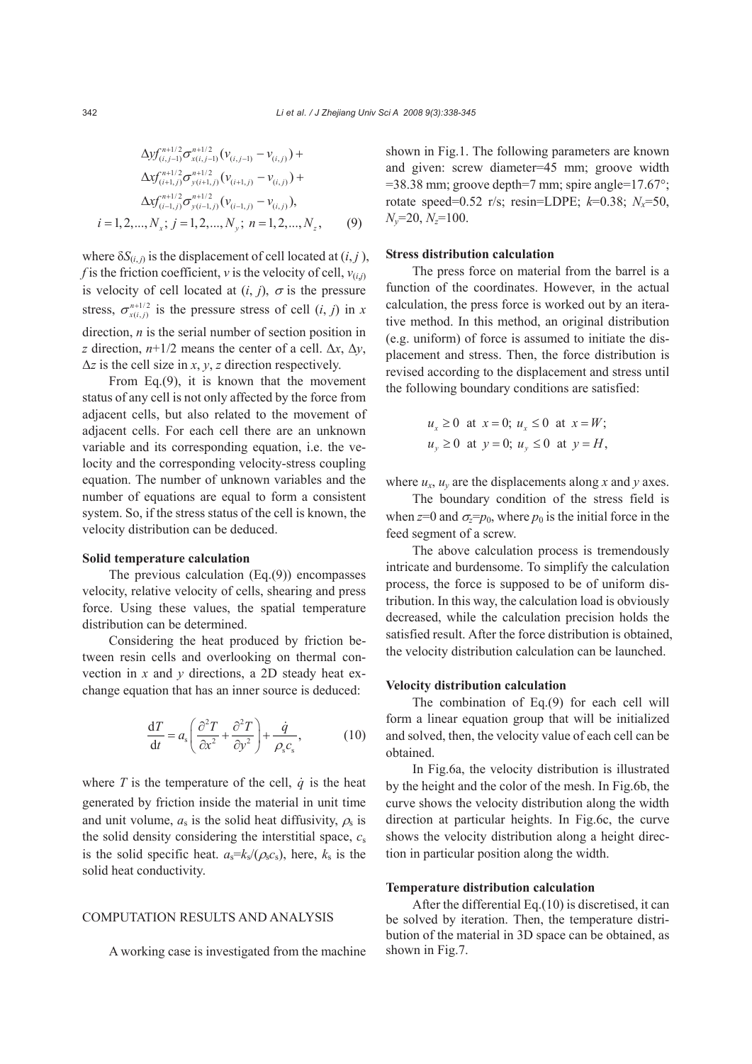$$\begin{aligned}
&\Delta y f_{(i,j-1)}^{n+1/2} \sigma_{x(i,j-1)}^{n+1/2} (v_{(i,j-1)} - v_{(i,j)}) + \\
&\Delta x f_{(i+1,j)}^{n+1/2} \sigma_{y(i+1,j)}^{n+1/2} (v_{(i+1,j)} - v_{(i,j)}) + \\
&\Delta x f_{(i-1,j)}^{n+1/2} \sigma_{y(i-1,j)}^{n+1/2} (v_{(i-1,j)} - v_{(i,j)}), \\
&i = 1, 2, ..., N_x;\ j = 1, 2, ..., N_y;\ n = 1, 2, ..., N_z, \qquad (9)
\end{aligned}$$

where $\delta S_{(i,j)}$ is the displacement of cell located at $(i, j)$, $f$ is the friction coefficient, $v$ is the velocity of cell, $v_{(i,j)}$ is velocity of cell located at $(i, j)$, $\sigma$ is the pressure stress, $\sigma_{x(i,j)}^{n+1/2}$ is the pressure stress of cell $(i, j)$ in $x$ direction, $n$ is the serial number of section position in $z$ direction, $n$+1/2 means the center of a cell. $\Delta x$, $\Delta y$, $\Delta z$ is the cell size in $x$, $y$, $z$ direction respectively.

From Eq.(9), it is known that the movement status of any cell is not only affected by the force from adjacent cells, but also related to the movement of adjacent cells. For each cell there are an unknown variable and its corresponding equation, i.e. the velocity and the corresponding velocity-stress coupling equation. The number of unknown variables and the number of equations are equal to form a consistent system. So, if the stress status of the cell is known, the velocity distribution can be deduced.

### Solid temperature calculation

The previous calculation (Eq.(9)) encompasses velocity, relative velocity of cells, shearing and press force. Using these values, the spatial temperature distribution can be determined.

Considering the heat produced by friction between resin cells and overlooking on thermal convection in $x$ and $y$ directions, a 2D steady heat exchange equation that has an inner source is deduced:

$$\frac{\mathrm{d}T}{\mathrm{d}t} = a_\mathrm{s}\left(\frac{\partial^2 T}{\partial x^2} + \frac{\partial^2 T}{\partial y^2}\right) + \frac{\dot{q}}{\rho_\mathrm{s} c_\mathrm{s}}, \qquad (10)$$

where $T$ is the temperature of the cell, $\dot{q}$ is the heat generated by friction inside the material in unit time and unit volume, $a_\mathrm{s}$ is the solid heat diffusivity, $\rho_\mathrm{s}$ is the solid density considering the interstitial space, $c_\mathrm{s}$ is the solid specific heat. $a_\mathrm{s}=k_\mathrm{s}/(\rho_\mathrm{s} c_\mathrm{s})$, here, $k_\mathrm{s}$ is the solid heat conductivity.

## COMPUTATION RESULTS AND ANALYSIS

A working case is investigated from the machine shown in Fig.1. The following parameters are known and given: screw diameter=45 mm; groove width =38.38 mm; groove depth=7 mm; spire angle=17.67°; rotate speed=0.52 r/s; resin=LDPE; $k$=0.38; $N_x$=50, $N_y$=20, $N_z$=100.

### Stress distribution calculation

The press force on material from the barrel is a function of the coordinates. However, in the actual calculation, the press force is worked out by an iterative method. In this method, an original distribution (e.g. uniform) of force is assumed to initiate the displacement and stress. Then, the force distribution is revised according to the displacement and stress until the following boundary conditions are satisfied:

$$u_x \geq 0 \ \text{ at } \ x = 0;\ u_x \leq 0 \ \text{ at } \ x = W;$$
$$u_y \geq 0 \ \text{ at } \ y = 0;\ u_y \leq 0 \ \text{ at } \ y = H,$$

where $u_x$, $u_y$ are the displacements along $x$ and $y$ axes.

The boundary condition of the stress field is when $z$=0 and $\sigma_z$=$p_0$, where $p_0$ is the initial force in the feed segment of a screw.

The above calculation process is tremendously intricate and burdensome. To simplify the calculation process, the force is supposed to be of uniform distribution. In this way, the calculation load is obviously decreased, while the calculation precision holds the satisfied result. After the force distribution is obtained, the velocity distribution calculation can be launched.

### Velocity distribution calculation

The combination of Eq.(9) for each cell will form a linear equation group that will be initialized and solved, then, the velocity value of each cell can be obtained.

In Fig.6a, the velocity distribution is illustrated by the height and the color of the mesh. In Fig.6b, the curve shows the velocity distribution along the width direction at particular heights. In Fig.6c, the curve shows the velocity distribution along a height direction in particular position along the width.

### Temperature distribution calculation

After the differential Eq.(10) is discretised, it can be solved by iteration. Then, the temperature distribution of the material in 3D space can be obtained, as shown in Fig.7.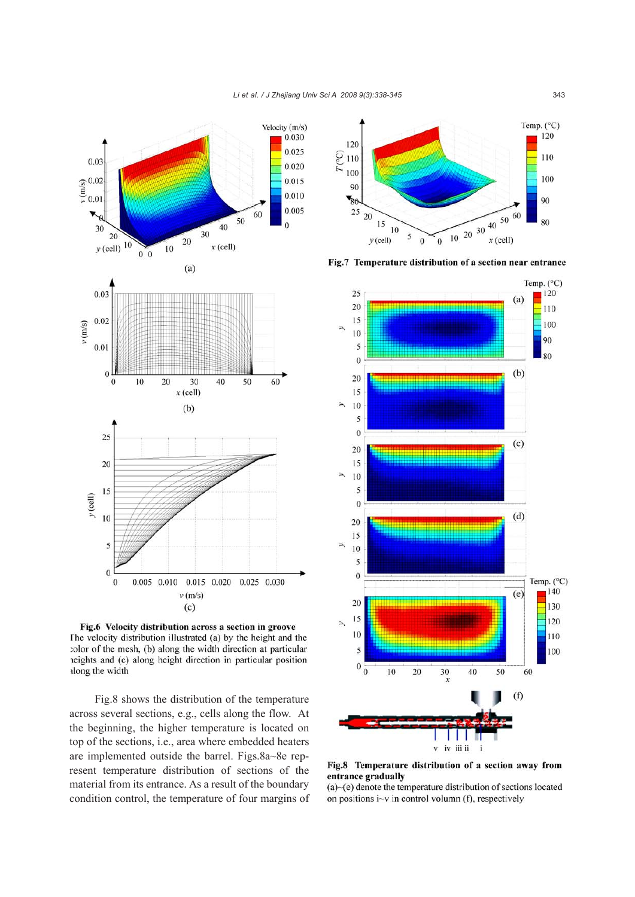**Fig.6 Velocity distribution across a section in groove**
The velocity distribution illustrated (a) by the height and the color of the mesh, (b) along the width direction at particular heights and (c) along height direction in particular position along the width

**Fig.7 Temperature distribution of a section near entrance**

**Fig.8 Temperature distribution of a section away from entrance gradually**
(a)~(e) denote the temperature distribution of sections located on positions i~v in control volumn (f), respectively

Fig.8 shows the distribution of the temperature across several sections, e.g., cells along the flow. At the beginning, the higher temperature is located on top of the sections, i.e., area where embedded heaters are implemented outside the barrel. Figs.8a~8e represent temperature distribution of sections of the material from its entrance. As a result of the boundary condition control, the temperature of four margins of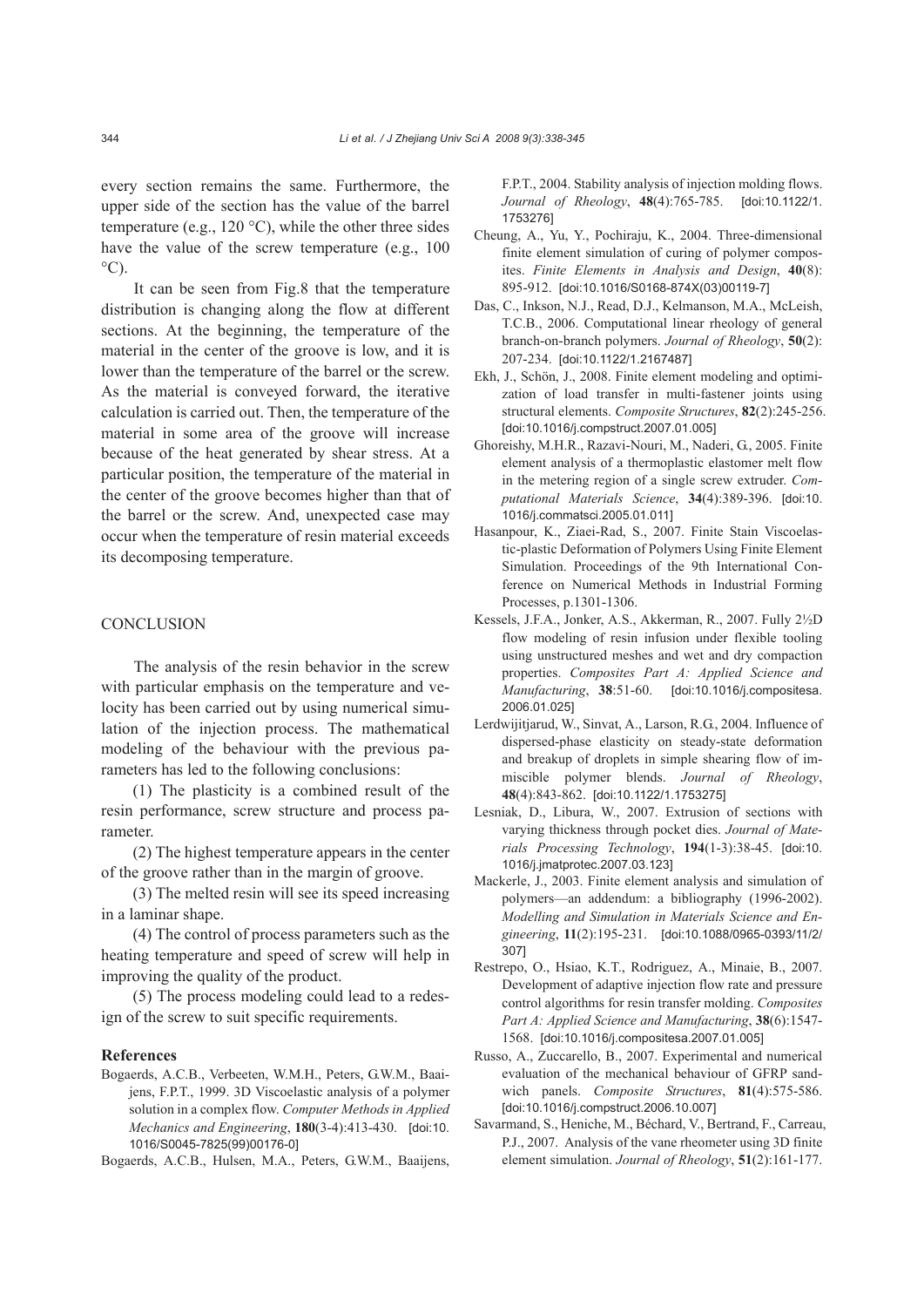every section remains the same. Furthermore, the upper side of the section has the value of the barrel temperature (e.g., 120 °C), while the other three sides have the value of the screw temperature (e.g., 100 °C).

It can be seen from Fig.8 that the temperature distribution is changing along the flow at different sections. At the beginning, the temperature of the material in the center of the groove is low, and it is lower than the temperature of the barrel or the screw. As the material is conveyed forward, the iterative calculation is carried out. Then, the temperature of the material in some area of the groove will increase because of the heat generated by shear stress. At a particular position, the temperature of the material in the center of the groove becomes higher than that of the barrel or the screw. And, unexpected case may occur when the temperature of resin material exceeds its decomposing temperature.

## CONCLUSION

The analysis of the resin behavior in the screw with particular emphasis on the temperature and velocity has been carried out by using numerical simulation of the injection process. The mathematical modeling of the behaviour with the previous parameters has led to the following conclusions:

(1) The plasticity is a combined result of the resin performance, screw structure and process parameter.

(2) The highest temperature appears in the center of the groove rather than in the margin of groove.

(3) The melted resin will see its speed increasing in a laminar shape.

(4) The control of process parameters such as the heating temperature and speed of screw will help in improving the quality of the product.

(5) The process modeling could lead to a redesign of the screw to suit specific requirements.

## References

Bogaerds, A.C.B., Verbeeten, W.M.H., Peters, G.W.M., Baaijens, F.P.T., 1999. 3D Viscoelastic analysis of a polymer solution in a complex flow. *Computer Methods in Applied Mechanics and Engineering*, **180**(3-4):413-430. [doi:10.1016/S0045-7825(99)00176-0]

Bogaerds, A.C.B., Hulsen, M.A., Peters, G.W.M., Baaijens, F.P.T., 2004. Stability analysis of injection molding flows. *Journal of Rheology*, **48**(4):765-785. [doi:10.1122/1.1753276]

Cheung, A., Yu, Y., Pochiraju, K., 2004. Three-dimensional finite element simulation of curing of polymer composites. *Finite Elements in Analysis and Design*, **40**(8):895-912. [doi:10.1016/S0168-874X(03)00119-7]

Das, C., Inkson, N.J., Read, D.J., Kelmanson, M.A., McLeish, T.C.B., 2006. Computational linear rheology of general branch-on-branch polymers. *Journal of Rheology*, **50**(2):207-234. [doi:10.1122/1.2167487]

Ekh, J., Schön, J., 2008. Finite element modeling and optimization of load transfer in multi-fastener joints using structural elements. *Composite Structures*, **82**(2):245-256. [doi:10.1016/j.compstruct.2007.01.005]

Ghoreishy, M.H.R., Razavi-Nouri, M., Naderi, G., 2005. Finite element analysis of a thermoplastic elastomer melt flow in the metering region of a single screw extruder. *Computational Materials Science*, **34**(4):389-396. [doi:10.1016/j.commatsci.2005.01.011]

Hasanpour, K., Ziaei-Rad, S., 2007. Finite Stain Viscoelastic-plastic Deformation of Polymers Using Finite Element Simulation. Proceedings of the 9th International Conference on Numerical Methods in Industrial Forming Processes, p.1301-1306.

Kessels, J.F.A., Jonker, A.S., Akkerman, R., 2007. Fully 2½D flow modeling of resin infusion under flexible tooling using unstructured meshes and wet and dry compaction properties. *Composites Part A: Applied Science and Manufacturing*, **38**:51-60. [doi:10.1016/j.compositesa.2006.01.025]

Lerdwijitjarud, W., Sinvat, A., Larson, R.G., 2004. Influence of dispersed-phase elasticity on steady-state deformation and breakup of droplets in simple shearing flow of immiscible polymer blends. *Journal of Rheology*, **48**(4):843-862. [doi:10.1122/1.1753275]

Lesniak, D., Libura, W., 2007. Extrusion of sections with varying thickness through pocket dies. *Journal of Materials Processing Technology*, **194**(1-3):38-45. [doi:10.1016/j.jmatprotec.2007.03.123]

Mackerle, J., 2003. Finite element analysis and simulation of polymers—an addendum: a bibliography (1996-2002). *Modelling and Simulation in Materials Science and Engineering*, **11**(2):195-231. [doi:10.1088/0965-0393/11/2/307]

Restrepo, O., Hsiao, K.T., Rodriguez, A., Minaie, B., 2007. Development of adaptive injection flow rate and pressure control algorithms for resin transfer molding. *Composites Part A: Applied Science and Manufacturing*, **38**(6):1547-1568. [doi:10.1016/j.compositesa.2007.01.005]

Russo, A., Zuccarello, B., 2007. Experimental and numerical evaluation of the mechanical behaviour of GFRP sandwich panels. *Composite Structures*, **81**(4):575-586. [doi:10.1016/j.compstruct.2006.10.007]

Savarmand, S., Heniche, M., Béchard, V., Bertrand, F., Carreau, P.J., 2007. Analysis of the vane rheometer using 3D finite element simulation. *Journal of Rheology*, **51**(2):161-177.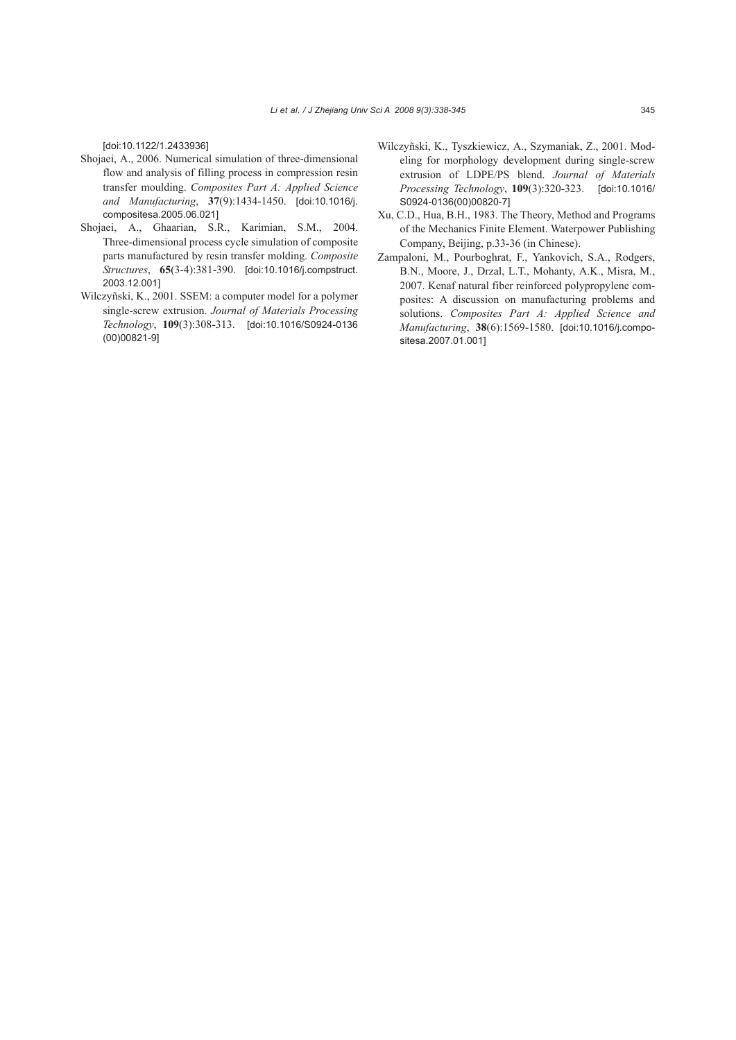[doi:10.1122/1.2433936]

Shojaei, A., 2006. Numerical simulation of three-dimensional flow and analysis of filling process in compression resin transfer moulding. *Composites Part A: Applied Science and Manufacturing*, **37**(9):1434-1450. [doi:10.1016/j.compositesa.2005.06.021]

Shojaei, A., Ghaarian, S.R., Karimian, S.M., 2004. Three-dimensional process cycle simulation of composite parts manufactured by resin transfer molding. *Composite Structures*, **65**(3-4):381-390. [doi:10.1016/j.compstruct.2003.12.001]

Wilczyñski, K., 2001. SSEM: a computer model for a polymer single-screw extrusion. *Journal of Materials Processing Technology*, **109**(3):308-313. [doi:10.1016/S0924-0136(00)00821-9]

Wilczyñski, K., Tyszkiewicz, A., Szymaniak, Z., 2001. Modeling for morphology development during single-screw extrusion of LDPE/PS blend. *Journal of Materials Processing Technology*, **109**(3):320-323. [doi:10.1016/S0924-0136(00)00820-7]

Xu, C.D., Hua, B.H., 1983. The Theory, Method and Programs of the Mechanics Finite Element. Waterpower Publishing Company, Beijing, p.33-36 (in Chinese).

Zampaloni, M., Pourboghrat, F., Yankovich, S.A., Rodgers, B.N., Moore, J., Drzal, L.T., Mohanty, A.K., Misra, M., 2007. Kenaf natural fiber reinforced polypropylene composites: A discussion on manufacturing problems and solutions. *Composites Part A: Applied Science and Manufacturing*, **38**(6):1569-1580. [doi:10.1016/j.compositesa.2007.01.001]